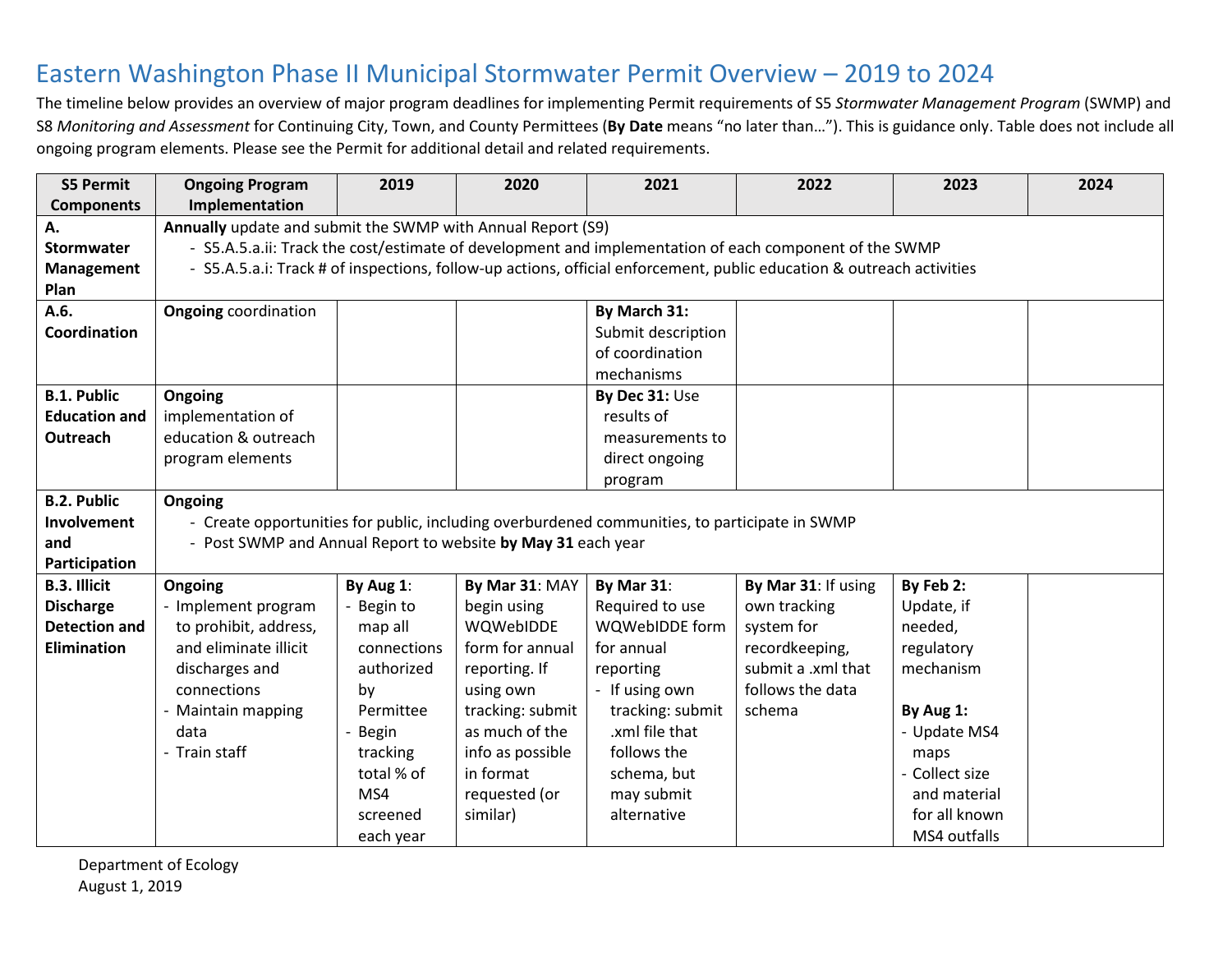# Eastern Washington Phase II Municipal Stormwater Permit Overview – 2019 to 2024

The timeline below provides an overview of major program deadlines for implementing Permit requirements of S5 *Stormwater Management Program* (SWMP) and S8 *Monitoring and Assessment* for Continuing City, Town, and County Permittees (**By Date** means "no later than…"). This is guidance only. Table does not include all ongoing program elements. Please see the Permit for additional detail and related requirements.

| S5 Permit Components | Ongoing Program Implementation | 2019 | 2020 | 2021 | 2022 | 2023 | 2024 |
|---|---|---|---|---|---|---|---|
| **A. Stormwater Management Plan** | **Annually** update and submit the SWMP with Annual Report (S9)<br>- S5.A.5.a.ii: Track the cost/estimate of development and implementation of each component of the SWMP<br>- S5.A.5.a.i: Track # of inspections, follow-up actions, official enforcement, public education & outreach activities | | | | | | |
| **A.6. Coordination** | **Ongoing** coordination | | | **By March 31:** Submit description of coordination mechanisms | | | |
| **B.1. Public Education and Outreach** | **Ongoing** implementation of education & outreach program elements | | | **By Dec 31:** Use results of measurements to direct ongoing program | | | |
| **B.2. Public Involvement and Participation** | **Ongoing**<br>- Create opportunities for public, including overburdened communities, to participate in SWMP<br>- Post SWMP and Annual Report to website **by May 31** each year | | | | | | |
| **B.3. Illicit Discharge Detection and Elimination** | **Ongoing**<br>- Implement program to prohibit, address, and eliminate illicit discharges and connections<br>- Maintain mapping data<br>- Train staff | **By Aug 1**:<br>- Begin to map all connections authorized by Permittee<br>- Begin tracking total % of MS4 screened each year | **By Mar 31**: MAY begin using WQWebIDDE form for annual reporting. If using own tracking: submit as much of the info as possible in format requested (or similar) | **By Mar 31**: Required to use WQWebIDDE form for annual reporting<br>- If using own tracking: submit .xml file that follows the schema, but may submit alternative | **By Mar 31**: If using own tracking system for recordkeeping, submit a .xml that follows the data schema | **By Feb 2:** Update, if needed, regulatory mechanism<br><br>**By Aug 1:**<br>- Update MS4 maps<br>- Collect size and material for all known MS4 outfalls | |

Department of Ecology
August 1, 2019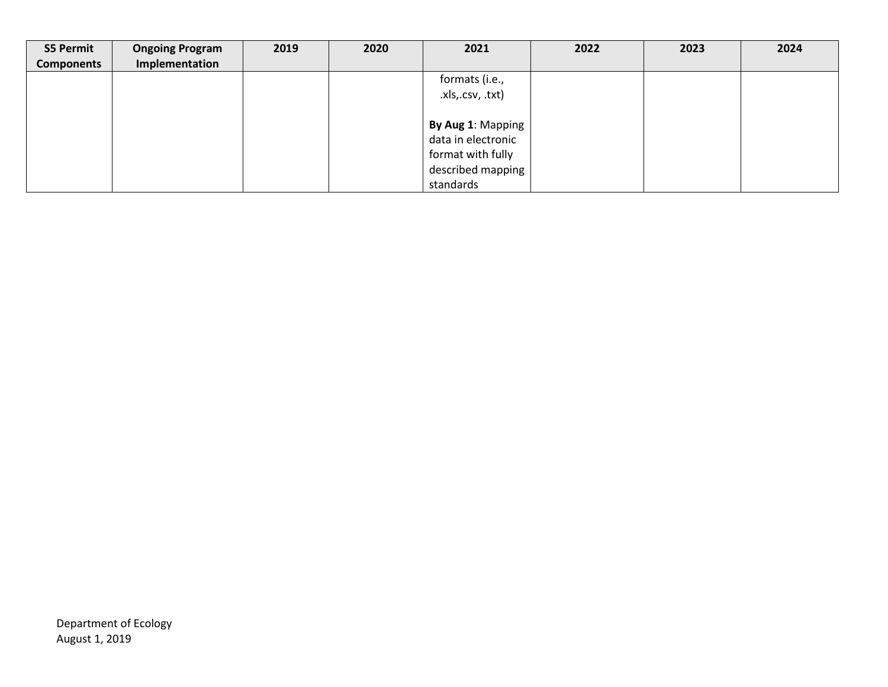| S5 Permit Components | Ongoing Program Implementation | 2019 | 2020 | 2021 | 2022 | 2023 | 2024 |
|---|---|---|---|---|---|---|---|
| | | | | formats (i.e., .xls,.csv, .txt)<br><br>**By Aug 1**: Mapping data in electronic format with fully described mapping standards | | | |

Department of Ecology
August 1, 2019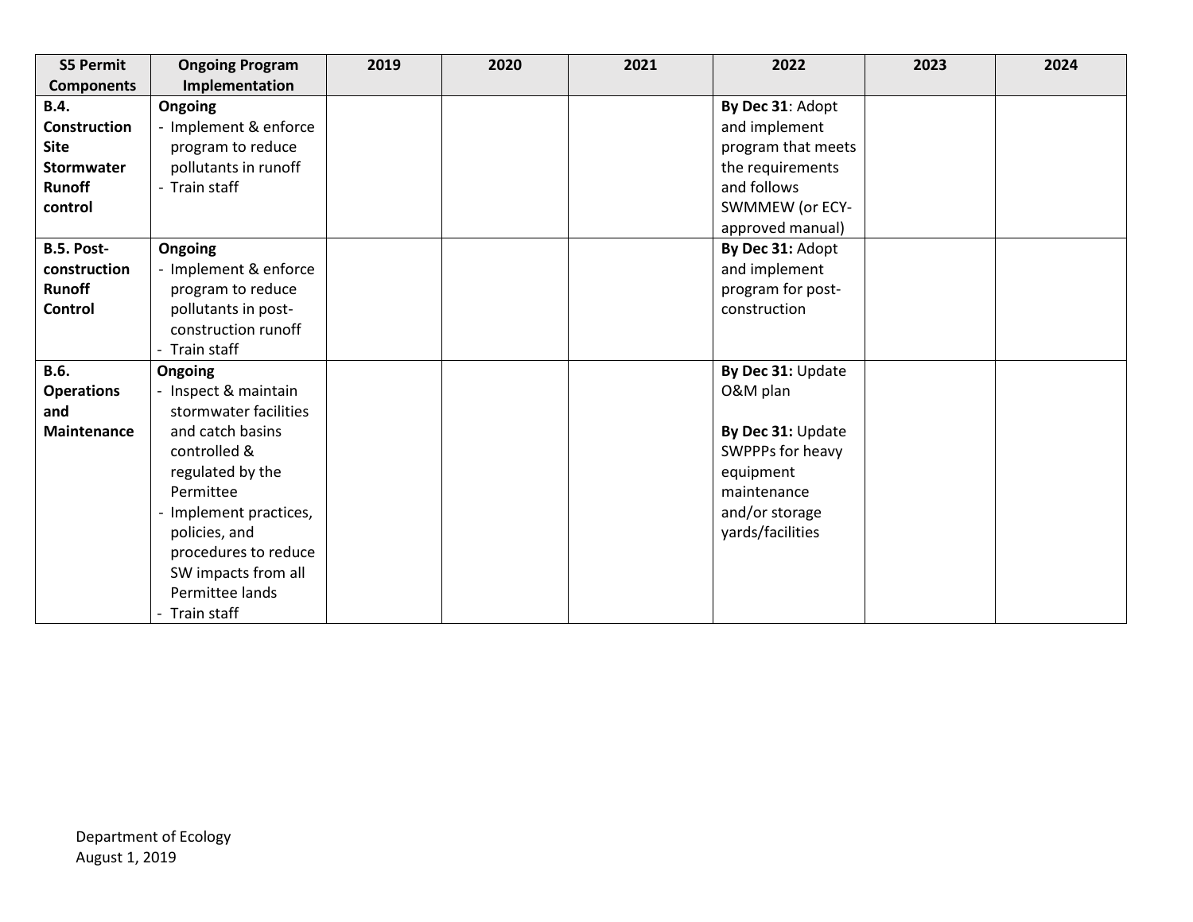| S5 Permit Components | Ongoing Program Implementation | 2019 | 2020 | 2021 | 2022 | 2023 | 2024 |
|---|---|---|---|---|---|---|---|
| **B.4. Construction Site Stormwater Runoff control** | **Ongoing**<br>- Implement & enforce program to reduce pollutants in runoff<br>- Train staff | | | | **By Dec 31**: Adopt and implement program that meets the requirements and follows SWMMEW (or ECY-approved manual) | | |
| **B.5. Post-construction Runoff Control** | **Ongoing**<br>- Implement & enforce program to reduce pollutants in post-construction runoff<br>- Train staff | | | | **By Dec 31:** Adopt and implement program for post-construction | | |
| **B.6. Operations and Maintenance** | **Ongoing**<br>- Inspect & maintain stormwater facilities and catch basins controlled & regulated by the Permittee<br>- Implement practices, policies, and procedures to reduce SW impacts from all Permittee lands<br>- Train staff | | | | **By Dec 31:** Update O&M plan<br><br>**By Dec 31:** Update SWPPPs for heavy equipment maintenance and/or storage yards/facilities | | |

Department of Ecology
August 1, 2019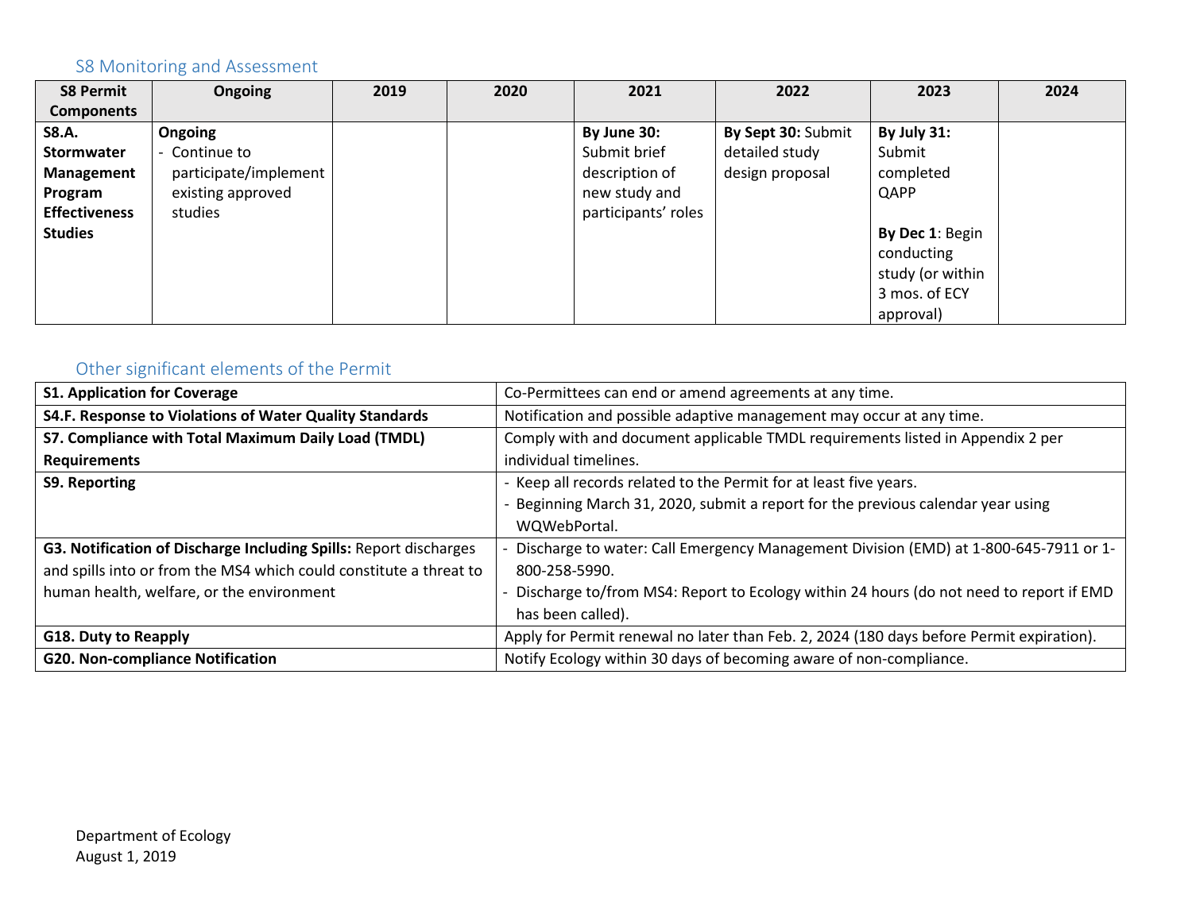## S8 Monitoring and Assessment

| S8 Permit Components | Ongoing | 2019 | 2020 | 2021 | 2022 | 2023 | 2024 |
|---|---|---|---|---|---|---|---|
| **S8.A. Stormwater Management Program Effectiveness Studies** | **Ongoing**<br>- Continue to participate/implement existing approved studies | | | **By June 30:** Submit brief description of new study and participants' roles | **By Sept 30:** Submit detailed study design proposal | **By July 31:** Submit completed QAPP<br><br>**By Dec 1**: Begin conducting study (or within 3 mos. of ECY approval) | |

## Other significant elements of the Permit

| | |
|---|---|
| **S1. Application for Coverage** | Co-Permittees can end or amend agreements at any time. |
| **S4.F. Response to Violations of Water Quality Standards** | Notification and possible adaptive management may occur at any time. |
| **S7. Compliance with Total Maximum Daily Load (TMDL) Requirements** | Comply with and document applicable TMDL requirements listed in Appendix 2 per individual timelines. |
| **S9. Reporting** | - Keep all records related to the Permit for at least five years.<br>- Beginning March 31, 2020, submit a report for the previous calendar year using WQWebPortal. |
| **G3. Notification of Discharge Including Spills:** Report discharges and spills into or from the MS4 which could constitute a threat to human health, welfare, or the environment | - Discharge to water: Call Emergency Management Division (EMD) at 1-800-645-7911 or 1-800-258-5990.<br>- Discharge to/from MS4: Report to Ecology within 24 hours (do not need to report if EMD has been called). |
| **G18. Duty to Reapply** | Apply for Permit renewal no later than Feb. 2, 2024 (180 days before Permit expiration). |
| **G20. Non-compliance Notification** | Notify Ecology within 30 days of becoming aware of non-compliance. |

Department of Ecology
August 1, 2019